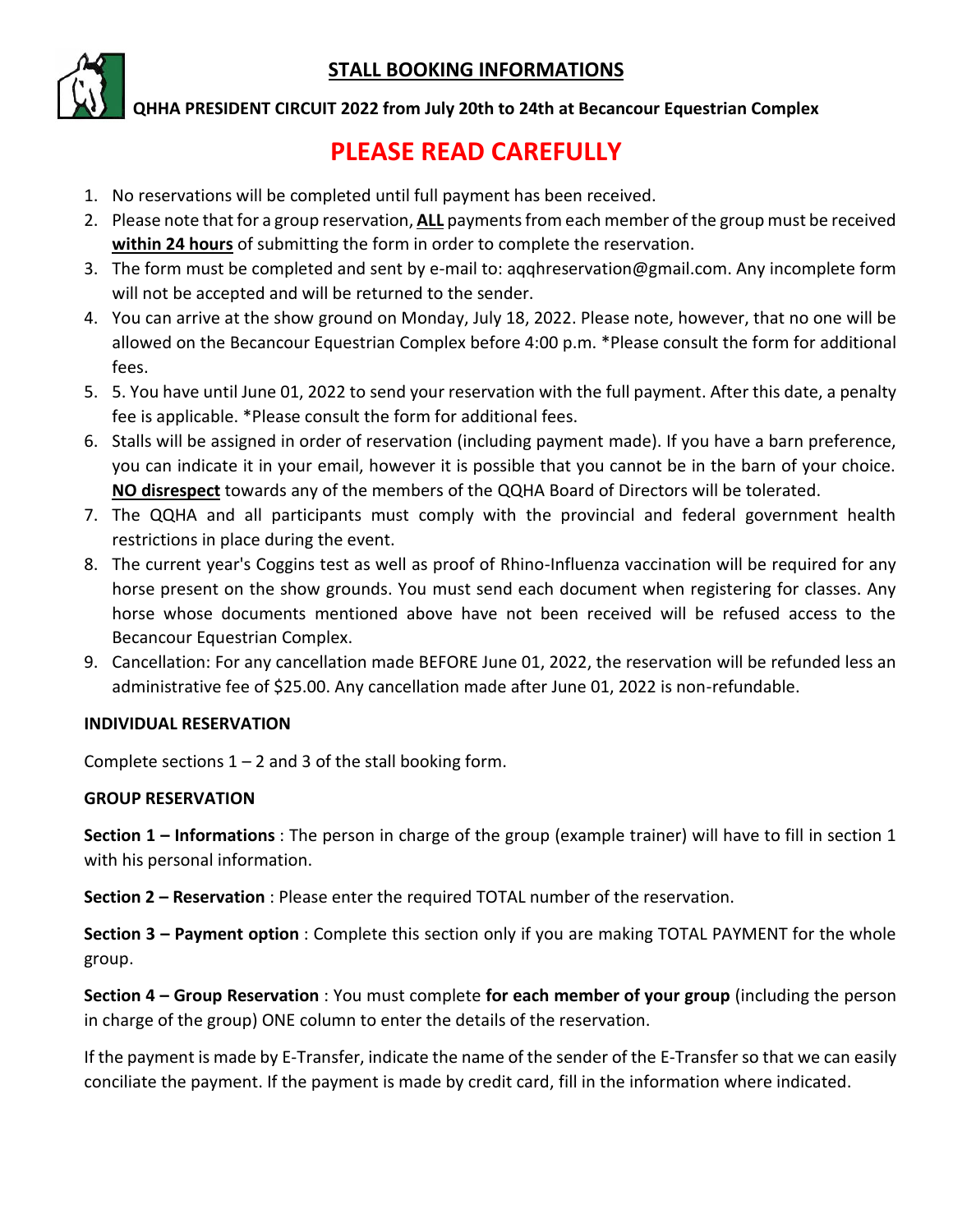# STALL BOOKING INFORMATIONS

**QHHA PRESIDENT CIRCUIT 2022 from July 20th to 24th at Becancour Equestrian Complex**

## PLEASE READ CAREFULLY

1. No reservations will be completed until full payment has been received.
2. Please note that for a group reservation, **ALL** payments from each member of the group must be received **within 24 hours** of submitting the form in order to complete the reservation.
3. The form must be completed and sent by e-mail to: aqqhreservation@gmail.com. Any incomplete form will not be accepted and will be returned to the sender.
4. You can arrive at the show ground on Monday, July 18, 2022. Please note, however, that no one will be allowed on the Becancour Equestrian Complex before 4:00 p.m. *Please consult the form for additional fees.
5. 5. You have until June 01, 2022 to send your reservation with the full payment. After this date, a penalty fee is applicable. *Please consult the form for additional fees.
6. Stalls will be assigned in order of reservation (including payment made). If you have a barn preference, you can indicate it in your email, however it is possible that you cannot be in the barn of your choice. **NO disrespect** towards any of the members of the QQHA Board of Directors will be tolerated.
7. The QQHA and all participants must comply with the provincial and federal government health restrictions in place during the event.
8. The current year's Coggins test as well as proof of Rhino-Influenza vaccination will be required for any horse present on the show grounds. You must send each document when registering for classes. Any horse whose documents mentioned above have not been received will be refused access to the Becancour Equestrian Complex.
9. Cancellation: For any cancellation made BEFORE June 01, 2022, the reservation will be refunded less an administrative fee of $25.00. Any cancellation made after June 01, 2022 is non-refundable.

**INDIVIDUAL RESERVATION**

Complete sections 1 – 2 and 3 of the stall booking form.

**GROUP RESERVATION**

**Section 1 – Informations** : The person in charge of the group (example trainer) will have to fill in section 1 with his personal information.

**Section 2 – Reservation** : Please enter the required TOTAL number of the reservation.

**Section 3 – Payment option** : Complete this section only if you are making TOTAL PAYMENT for the whole group.

**Section 4 – Group Reservation** : You must complete **for each member of your group** (including the person in charge of the group) ONE column to enter the details of the reservation.

If the payment is made by E-Transfer, indicate the name of the sender of the E-Transfer so that we can easily conciliate the payment. If the payment is made by credit card, fill in the information where indicated.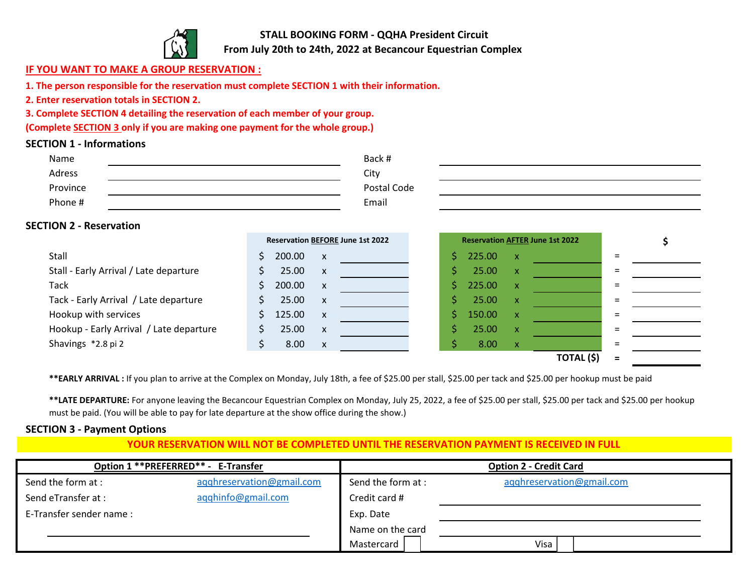**STALL BOOKING FORM - QQHA President Circuit**
**From July 20th to 24th, 2022 at Becancour Equestrian Complex**

**IF YOU WANT TO MAKE A GROUP RESERVATION :**

**1. The person responsible for the reservation must complete SECTION 1 with their information.**

**2. Enter reservation totals in SECTION 2.**

**3. Complete SECTION 4 detailing the reservation of each member of your group.**

**(Complete SECTION 3 only if you are making one payment for the whole group.)**

## SECTION 1 - Informations

| | | | |
|---|---|---|---|
| Name | | Back # | |
| Adress | | City | |
| Province | | Postal Code | |
| Phone # | | Email | |

## SECTION 2 - Reservation

| | Reservation BEFORE June 1st 2022 | | | Reservation AFTER June 1st 2022 | | | | $ |
|---|---|---|---|---|---|---|---|---|
| Stall | $ 200.00 | x | | $ 225.00 | x | | = | |
| Stall - Early Arrival / Late departure | $ 25.00 | x | | $ 25.00 | x | | = | |
| Tack | $ 200.00 | x | | $ 225.00 | x | | = | |
| Tack - Early Arrival / Late departure | $ 25.00 | x | | $ 25.00 | x | | = | |
| Hookup with services | $ 125.00 | x | | $ 150.00 | x | | = | |
| Hookup - Early Arrival / Late departure | $ 25.00 | x | | $ 25.00 | x | | = | |
| Shavings *2.8 pi 2 | $ 8.00 | x | | $ 8.00 | x | | = | |
| | | | | | | **TOTAL ($)** | = | |

**EARLY ARRIVAL :** If you plan to arrive at the Complex on Monday, July 18th, a fee of $25.00 per stall, $25.00 per tack and $25.00 per hookup must be paid

**LATE DEPARTURE:** For anyone leaving the Becancour Equestrian Complex on Monday, July 25, 2022, a fee of $25.00 per stall, $25.00 per tack and $25.00 per hookup must be paid. (You will be able to pay for late departure at the show office during the show.)

## SECTION 3 - Payment Options

**YOUR RESERVATION WILL NOT BE COMPLETED UNTIL THE RESERVATION PAYMENT IS RECEIVED IN FULL**

| Option 1 **PREFERRED** - E-Transfer | | Option 2 - Credit Card | |
|---|---|---|---|
| Send the form at : | aqqhreservation@gmail.com | Send the form at : | aqqhreservation@gmail.com |
| Send eTransfer at : | aqqhinfo@gmail.com | Credit card # | |
| E-Transfer sender name : | | Exp. Date | |
| | | Name on the card | |
| | | Mastercard ☐ | Visa ☐ |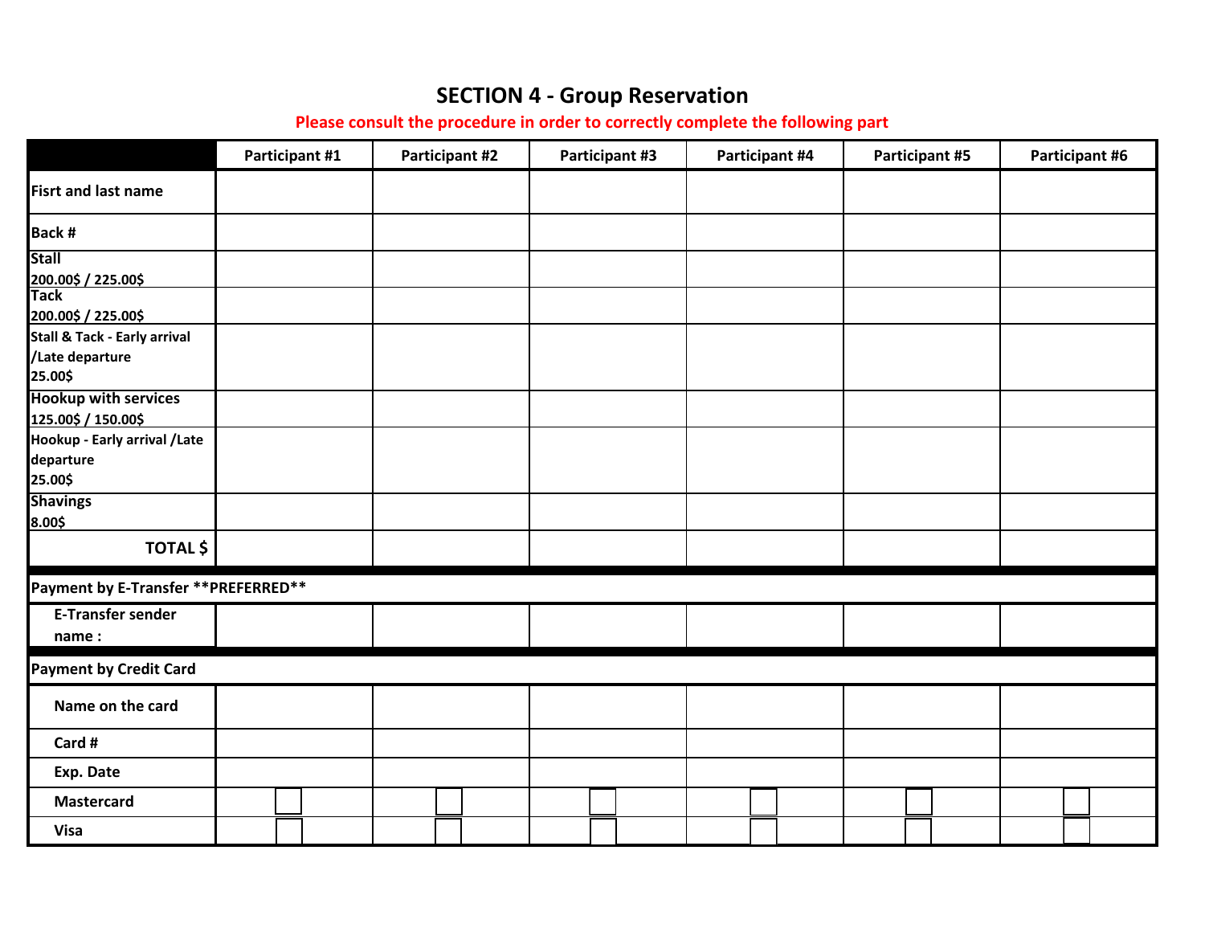# SECTION 4 - Group Reservation

**Please consult the procedure in order to correctly complete the following part**

| | Participant #1 | Participant #2 | Participant #3 | Participant #4 | Participant #5 | Participant #6 |
|---|---|---|---|---|---|---|
| Fisrt and last name | | | | | | |
| Back # | | | | | | |
| Stall 200.00$ / 225.00$ | | | | | | |
| Tack 200.00$ / 225.00$ | | | | | | |
| Stall & Tack - Early arrival /Late departure 25.00$ | | | | | | |
| Hookup with services 125.00$ / 150.00$ | | | | | | |
| Hookup - Early arrival /Late departure 25.00$ | | | | | | |
| Shavings 8.00$ | | | | | | |
| TOTAL $ | | | | | | |
| **Payment by E-Transfer \*\*PREFERRED\*\*** | | | | | | |
| E-Transfer sender name : | | | | | | |
| **Payment by Credit Card** | | | | | | |
| Name on the card | | | | | | |
| Card # | | | | | | |
| Exp. Date | | | | | | |
| Mastercard | ☐ | ☐ | ☐ | ☐ | ☐ | ☐ |
| Visa | ☐ | ☐ | ☐ | ☐ | ☐ | ☐ |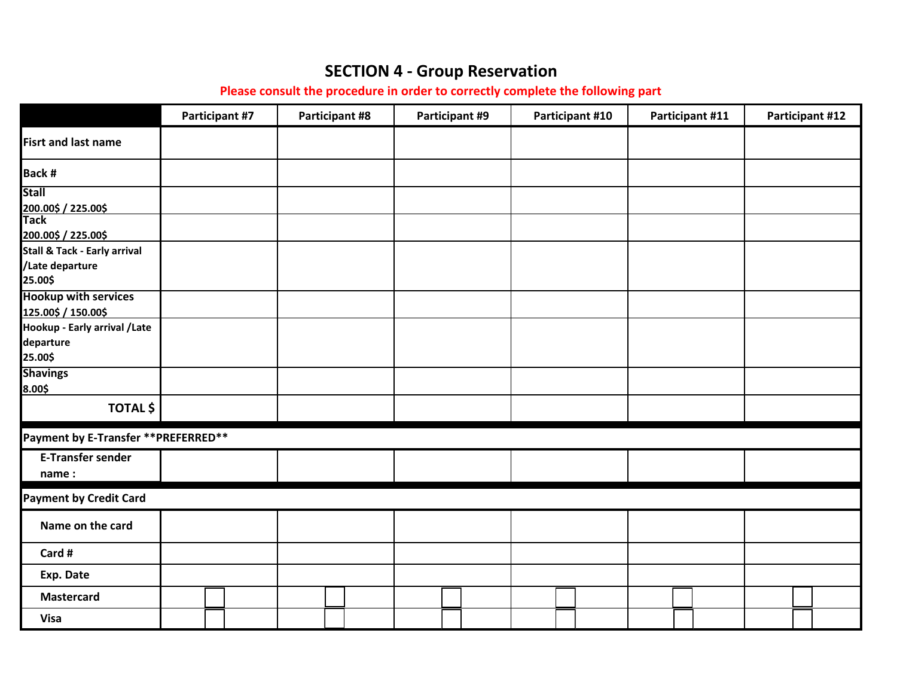# SECTION 4 - Group Reservation

**Please consult the procedure in order to correctly complete the following part**

| | Participant #7 | Participant #8 | Participant #9 | Participant #10 | Participant #11 | Participant #12 |
|---|---|---|---|---|---|---|
| **Fisrt and last name** | | | | | | |
| **Back #** | | | | | | |
| **Stall** 200.00$ / 225.00$ | | | | | | |
| **Tack** 200.00$ / 225.00$ | | | | | | |
| **Stall & Tack - Early arrival /Late departure** 25.00$ | | | | | | |
| **Hookup with services** 125.00$ / 150.00$ | | | | | | |
| **Hookup - Early arrival /Late departure** 25.00$ | | | | | | |
| **Shavings** 8.00$ | | | | | | |
| **TOTAL $** | | | | | | |
| **Payment by E-Transfer \*\*PREFERRED\*\*** | | | | | | |
| **E-Transfer sender name :** | | | | | | |
| **Payment by Credit Card** | | | | | | |
| **Name on the card** | | | | | | |
| **Card #** | | | | | | |
| **Exp. Date** | | | | | | |
| **Mastercard** | ☐ | ☐ | ☐ | ☐ | ☐ | ☐ |
| **Visa** | ☐ | ☐ | ☐ | ☐ | ☐ | ☐ |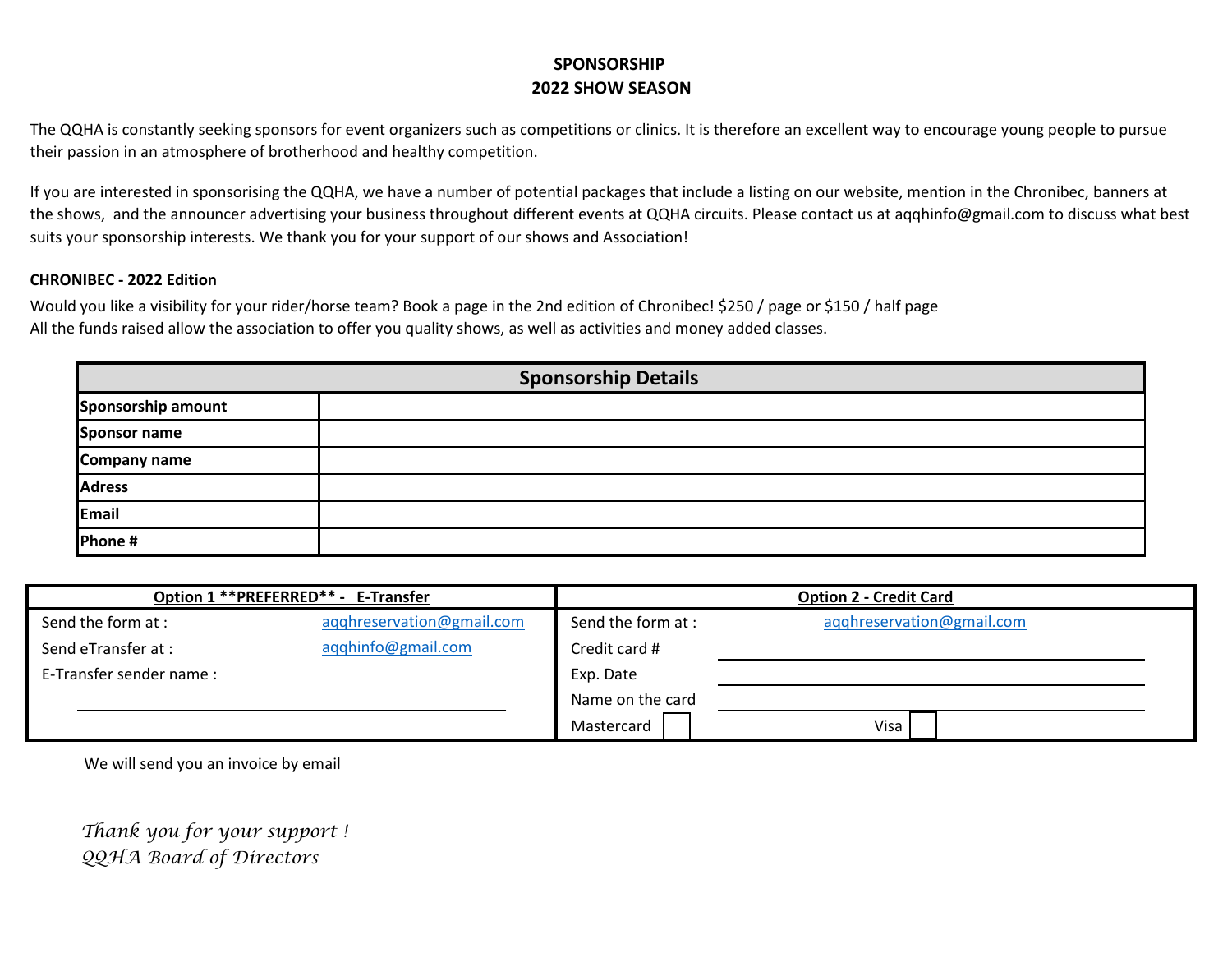# SPONSORSHIP
## 2022 SHOW SEASON

The QQHA is constantly seeking sponsors for event organizers such as competitions or clinics. It is therefore an excellent way to encourage young people to pursue their passion in an atmosphere of brotherhood and healthy competition.

If you are interested in sponsorising the QQHA, we have a number of potential packages that include a listing on our website, mention in the Chronibec, banners at the shows, and the announcer advertising your business throughout different events at QQHA circuits. Please contact us at aqqhinfo@gmail.com to discuss what best suits your sponsorship interests. We thank you for your support of our shows and Association!

**CHRONIBEC - 2022 Edition**

Would you like a visibility for your rider/horse team? Book a page in the 2nd edition of Chronibec! $250 / page or $150 / half page
All the funds raised allow the association to offer you quality shows, as well as activities and money added classes.

| Sponsorship Details | |
|---|---|
| **Sponsorship amount** | |
| **Sponsor name** | |
| **Company name** | |
| **Adress** | |
| **Email** | |
| **Phone #** | |

| **Option 1 \*\*PREFERRED\*\* - E-Transfer** | | **Option 2 - Credit Card** | |
|---|---|---|---|
| Send the form at : | aqqhreservation@gmail.com | Send the form at : | aqqhreservation@gmail.com |
| Send eTransfer at : | aqqhinfo@gmail.com | Credit card # | ______________________ |
| E-Transfer sender name : | | Exp. Date | ______________________ |
| ______________________ | | Name on the card | ______________________ |
| | | Mastercard ☐ | Visa ☐ |

We will send you an invoice by email

*Thank you for your support !*
*QQHA Board of Directors*